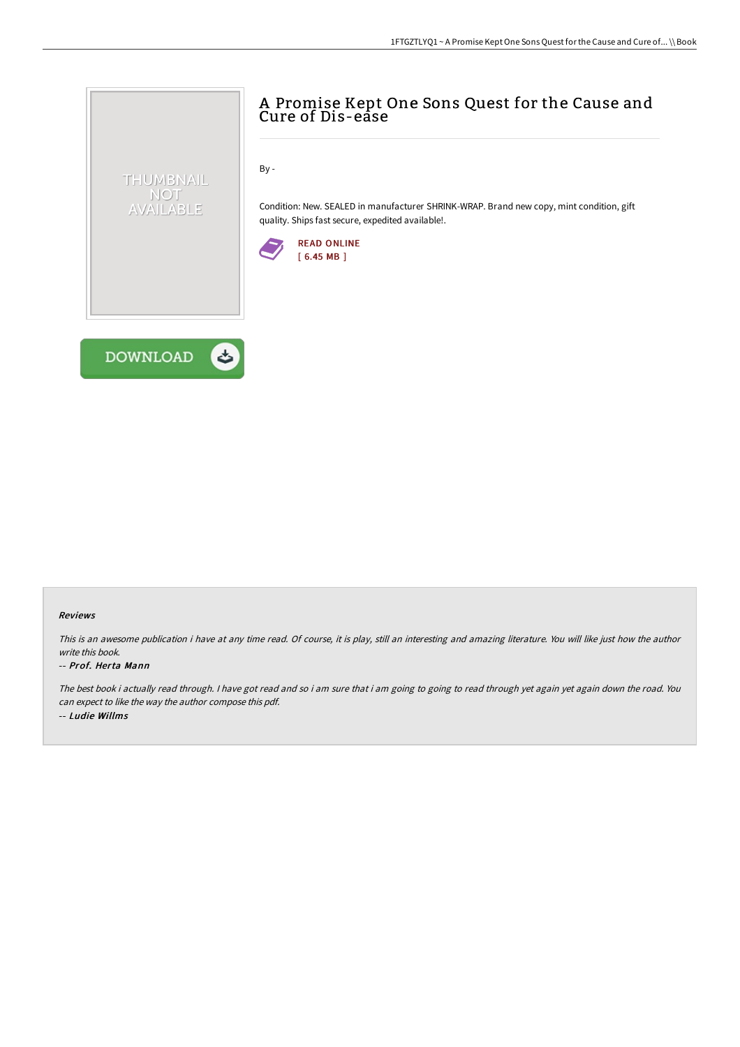# A Promise Kept One Sons Quest for the Cause and Cure of Dis-ease

By -

Condition: New. SEALED in manufacturer SHRINK-WRAP. Brand new copy, mint condition, gift quality. Ships fast secure, expedited available!.

READ ONLINE
[ 6.45 MB ]

DOWNLOAD

### Reviews

*This is an awesome publication i have at any time read. Of course, it is play, still an interesting and amazing literature. You will like just how the author write this book.*

-- ***Prof. Herta Mann***

*The best book i actually read through. I have got read and so i am sure that i am going to going to read through yet again yet again down the road. You can expect to like the way the author compose this pdf.*

-- ***Ludie Willms***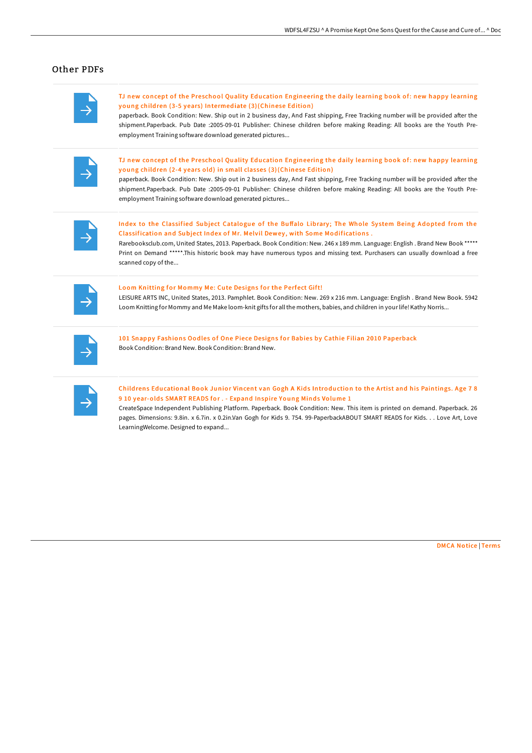## Other PDFs

**TJ new concept of the Preschool Quality Education Engineering the daily learning book of: new happy learning young children (3-5 years) Intermediate (3)(Chinese Edition)**

paperback. Book Condition: New. Ship out in 2 business day, And Fast shipping, Free Tracking number will be provided after the shipment.Paperback. Pub Date :2005-09-01 Publisher: Chinese children before making Reading: All books are the Youth Pre-employment Training software download generated pictures...

**TJ new concept of the Preschool Quality Education Engineering the daily learning book of: new happy learning young children (2-4 years old) in small classes (3)(Chinese Edition)**

paperback. Book Condition: New. Ship out in 2 business day, And Fast shipping, Free Tracking number will be provided after the shipment.Paperback. Pub Date :2005-09-01 Publisher: Chinese children before making Reading: All books are the Youth Pre-employment Training software download generated pictures...

**Index to the Classified Subject Catalogue of the Buffalo Library; The Whole System Being Adopted from the Classification and Subject Index of Mr. Melvil Dewey, with Some Modifications .**

Rarebooksclub.com, United States, 2013. Paperback. Book Condition: New. 246 x 189 mm. Language: English . Brand New Book ***** Print on Demand *****.This historic book may have numerous typos and missing text. Purchasers can usually download a free scanned copy of the...

**Loom Knitting for Mommy Me: Cute Designs for the Perfect Gift!**

LEISURE ARTS INC, United States, 2013. Pamphlet. Book Condition: New. 269 x 216 mm. Language: English . Brand New Book. 5942 Loom Knitting for Mommy and Me Make loom-knit gifts for all the mothers, babies, and children in your life! Kathy Norris...

**101 Snappy Fashions Oodles of One Piece Designs for Babies by Cathie Filian 2010 Paperback**

Book Condition: Brand New. Book Condition: Brand New.

**Childrens Educational Book Junior Vincent van Gogh A Kids Introduction to the Artist and his Paintings. Age 7 8 9 10 year-olds SMART READS for . - Expand Inspire Young Minds Volume 1**

CreateSpace Independent Publishing Platform. Paperback. Book Condition: New. This item is printed on demand. Paperback. 26 pages. Dimensions: 9.8in. x 6.7in. x 0.2in.Van Gogh for Kids 9. 754. 99-PaperbackABOUT SMART READS for Kids. . . Love Art, Love LearningWelcome. Designed to expand...

DMCA Notice | Terms